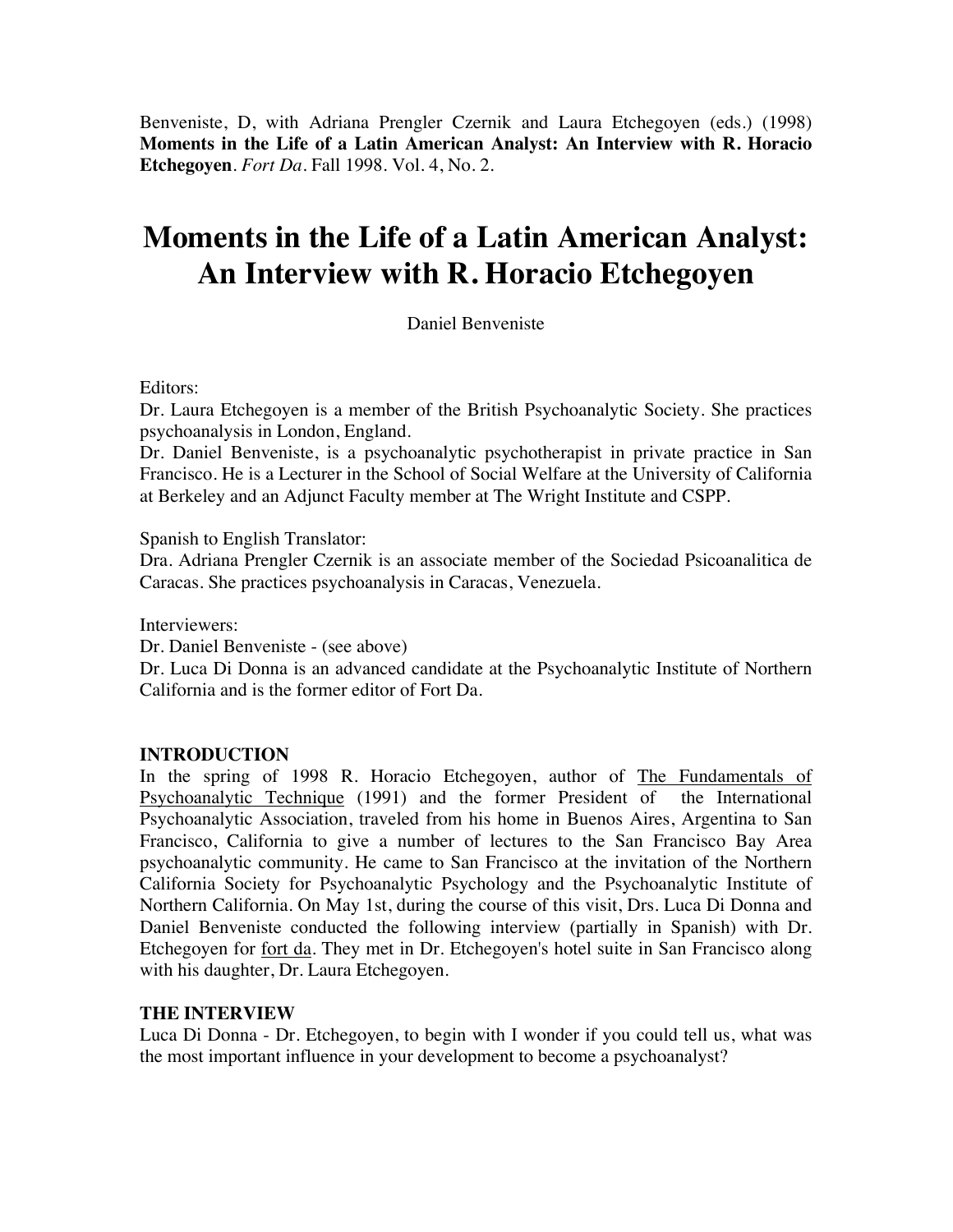Benveniste, D, with Adriana Prengler Czernik and Laura Etchegoyen (eds.) (1998) **Moments in the Life of a Latin American Analyst: An Interview with R. Horacio Etchegoyen**. *Fort Da*. Fall 1998. Vol. 4, No. 2.

# Moments in the Life of a Latin American Analyst: An Interview with R. Horacio Etchegoyen

Daniel Benveniste

Editors:
Dr. Laura Etchegoyen is a member of the British Psychoanalytic Society. She practices psychoanalysis in London, England.
Dr. Daniel Benveniste, is a psychoanalytic psychotherapist in private practice in San Francisco. He is a Lecturer in the School of Social Welfare at the University of California at Berkeley and an Adjunct Faculty member at The Wright Institute and CSPP.

Spanish to English Translator:
Dra. Adriana Prengler Czernik is an associate member of the Sociedad Psicoanalitica de Caracas. She practices psychoanalysis in Caracas, Venezuela.

Interviewers:
Dr. Daniel Benveniste - (see above)
Dr. Luca Di Donna is an advanced candidate at the Psychoanalytic Institute of Northern California and is the former editor of Fort Da.

## INTRODUCTION

In the spring of 1998 R. Horacio Etchegoyen, author of The Fundamentals of Psychoanalytic Technique (1991) and the former President of the International Psychoanalytic Association, traveled from his home in Buenos Aires, Argentina to San Francisco, California to give a number of lectures to the San Francisco Bay Area psychoanalytic community. He came to San Francisco at the invitation of the Northern California Society for Psychoanalytic Psychology and the Psychoanalytic Institute of Northern California. On May 1st, during the course of this visit, Drs. Luca Di Donna and Daniel Benveniste conducted the following interview (partially in Spanish) with Dr. Etchegoyen for fort da. They met in Dr. Etchegoyen's hotel suite in San Francisco along with his daughter, Dr. Laura Etchegoyen.

## THE INTERVIEW

Luca Di Donna - Dr. Etchegoyen, to begin with I wonder if you could tell us, what was the most important influence in your development to become a psychoanalyst?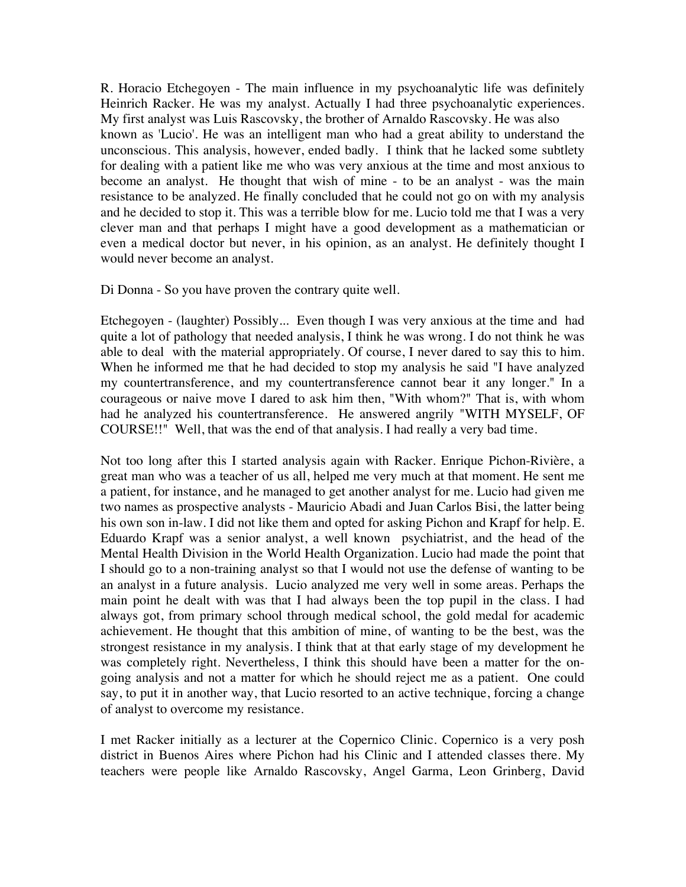R. Horacio Etchegoyen - The main influence in my psychoanalytic life was definitely Heinrich Racker. He was my analyst. Actually I had three psychoanalytic experiences. My first analyst was Luis Rascovsky, the brother of Arnaldo Rascovsky. He was also known as 'Lucio'. He was an intelligent man who had a great ability to understand the unconscious. This analysis, however, ended badly. I think that he lacked some subtlety for dealing with a patient like me who was very anxious at the time and most anxious to become an analyst. He thought that wish of mine - to be an analyst - was the main resistance to be analyzed. He finally concluded that he could not go on with my analysis and he decided to stop it. This was a terrible blow for me. Lucio told me that I was a very clever man and that perhaps I might have a good development as a mathematician or even a medical doctor but never, in his opinion, as an analyst. He definitely thought I would never become an analyst.

Di Donna - So you have proven the contrary quite well.

Etchegoyen - (laughter) Possibly... Even though I was very anxious at the time and had quite a lot of pathology that needed analysis, I think he was wrong. I do not think he was able to deal with the material appropriately. Of course, I never dared to say this to him. When he informed me that he had decided to stop my analysis he said "I have analyzed my countertransference, and my countertransference cannot bear it any longer." In a courageous or naive move I dared to ask him then, "With whom?" That is, with whom had he analyzed his countertransference. He answered angrily "WITH MYSELF, OF COURSE!!" Well, that was the end of that analysis. I had really a very bad time.

Not too long after this I started analysis again with Racker. Enrique Pichon-Rivière, a great man who was a teacher of us all, helped me very much at that moment. He sent me a patient, for instance, and he managed to get another analyst for me. Lucio had given me two names as prospective analysts - Mauricio Abadi and Juan Carlos Bisi, the latter being his own son in-law. I did not like them and opted for asking Pichon and Krapf for help. E. Eduardo Krapf was a senior analyst, a well known psychiatrist, and the head of the Mental Health Division in the World Health Organization. Lucio had made the point that I should go to a non-training analyst so that I would not use the defense of wanting to be an analyst in a future analysis. Lucio analyzed me very well in some areas. Perhaps the main point he dealt with was that I had always been the top pupil in the class. I had always got, from primary school through medical school, the gold medal for academic achievement. He thought that this ambition of mine, of wanting to be the best, was the strongest resistance in my analysis. I think that at that early stage of my development he was completely right. Nevertheless, I think this should have been a matter for the on-going analysis and not a matter for which he should reject me as a patient. One could say, to put it in another way, that Lucio resorted to an active technique, forcing a change of analyst to overcome my resistance.

I met Racker initially as a lecturer at the Copernico Clinic. Copernico is a very posh district in Buenos Aires where Pichon had his Clinic and I attended classes there. My teachers were people like Arnaldo Rascovsky, Angel Garma, Leon Grinberg, David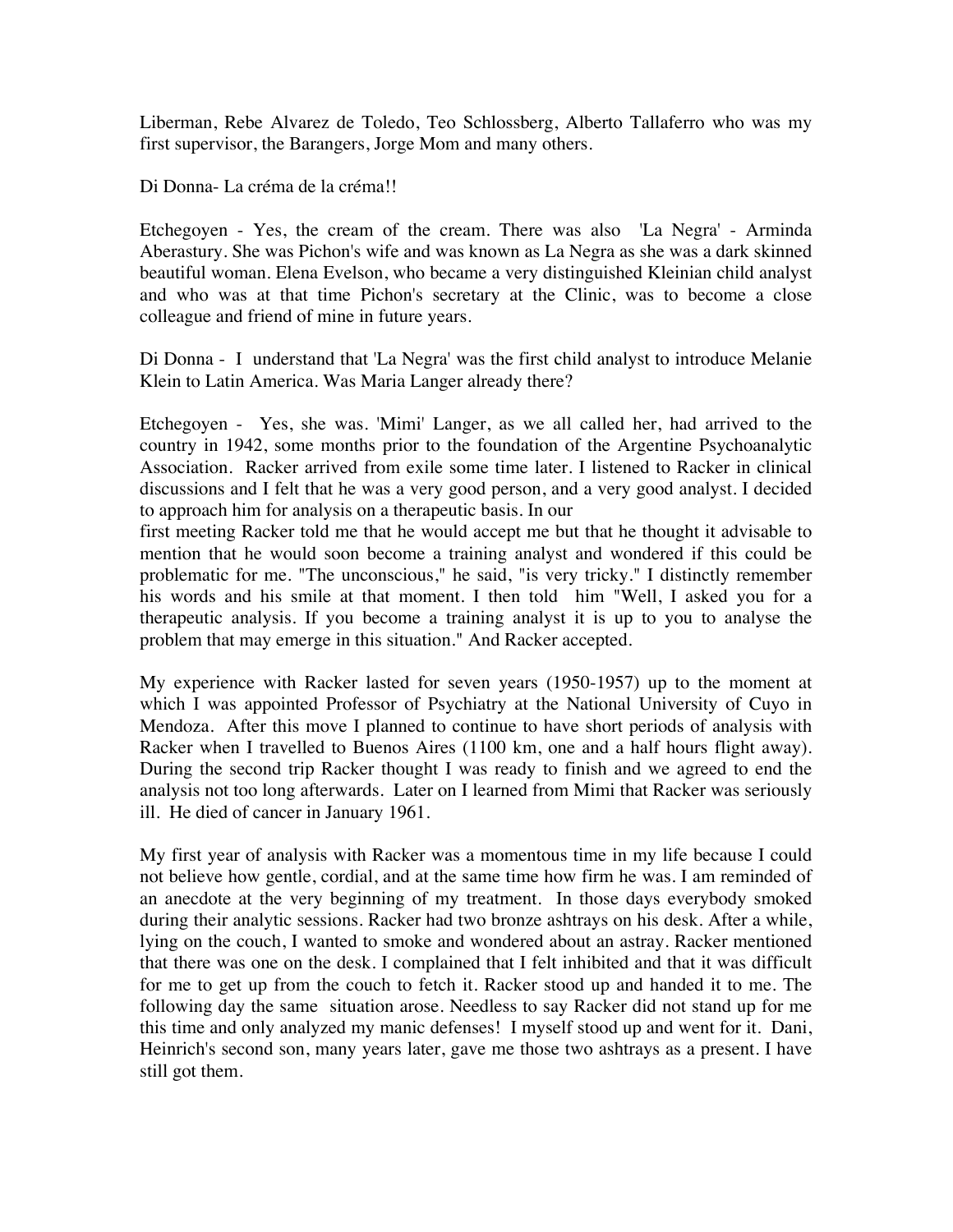Liberman, Rebe Alvarez de Toledo, Teo Schlossberg, Alberto Tallaferro who was my first supervisor, the Barangers, Jorge Mom and many others.

Di Donna- La créma de la créma!!

Etchegoyen - Yes, the cream of the cream. There was also 'La Negra' - Arminda Aberastury. She was Pichon's wife and was known as La Negra as she was a dark skinned beautiful woman. Elena Evelson, who became a very distinguished Kleinian child analyst and who was at that time Pichon's secretary at the Clinic, was to become a close colleague and friend of mine in future years.

Di Donna - I understand that 'La Negra' was the first child analyst to introduce Melanie Klein to Latin America. Was Maria Langer already there?

Etchegoyen - Yes, she was. 'Mimi' Langer, as we all called her, had arrived to the country in 1942, some months prior to the foundation of the Argentine Psychoanalytic Association. Racker arrived from exile some time later. I listened to Racker in clinical discussions and I felt that he was a very good person, and a very good analyst. I decided to approach him for analysis on a therapeutic basis. In our first meeting Racker told me that he would accept me but that he thought it advisable to mention that he would soon become a training analyst and wondered if this could be problematic for me. "The unconscious," he said, "is very tricky." I distinctly remember his words and his smile at that moment. I then told him "Well, I asked you for a therapeutic analysis. If you become a training analyst it is up to you to analyse the problem that may emerge in this situation." And Racker accepted.

My experience with Racker lasted for seven years (1950-1957) up to the moment at which I was appointed Professor of Psychiatry at the National University of Cuyo in Mendoza. After this move I planned to continue to have short periods of analysis with Racker when I travelled to Buenos Aires (1100 km, one and a half hours flight away). During the second trip Racker thought I was ready to finish and we agreed to end the analysis not too long afterwards. Later on I learned from Mimi that Racker was seriously ill. He died of cancer in January 1961.

My first year of analysis with Racker was a momentous time in my life because I could not believe how gentle, cordial, and at the same time how firm he was. I am reminded of an anecdote at the very beginning of my treatment. In those days everybody smoked during their analytic sessions. Racker had two bronze ashtrays on his desk. After a while, lying on the couch, I wanted to smoke and wondered about an astray. Racker mentioned that there was one on the desk. I complained that I felt inhibited and that it was difficult for me to get up from the couch to fetch it. Racker stood up and handed it to me. The following day the same situation arose. Needless to say Racker did not stand up for me this time and only analyzed my manic defenses! I myself stood up and went for it. Dani, Heinrich's second son, many years later, gave me those two ashtrays as a present. I have still got them.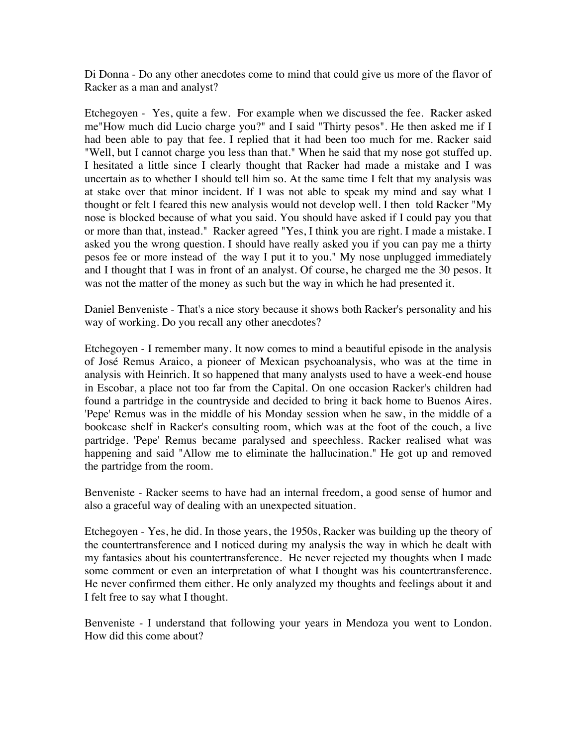Di Donna - Do any other anecdotes come to mind that could give us more of the flavor of Racker as a man and analyst?

Etchegoyen - Yes, quite a few. For example when we discussed the fee. Racker asked me"How much did Lucio charge you?" and I said "Thirty pesos". He then asked me if I had been able to pay that fee. I replied that it had been too much for me. Racker said "Well, but I cannot charge you less than that." When he said that my nose got stuffed up. I hesitated a little since I clearly thought that Racker had made a mistake and I was uncertain as to whether I should tell him so. At the same time I felt that my analysis was at stake over that minor incident. If I was not able to speak my mind and say what I thought or felt I feared this new analysis would not develop well. I then told Racker "My nose is blocked because of what you said. You should have asked if I could pay you that or more than that, instead." Racker agreed "Yes, I think you are right. I made a mistake. I asked you the wrong question. I should have really asked you if you can pay me a thirty pesos fee or more instead of the way I put it to you." My nose unplugged immediately and I thought that I was in front of an analyst. Of course, he charged me the 30 pesos. It was not the matter of the money as such but the way in which he had presented it.

Daniel Benveniste - That's a nice story because it shows both Racker's personality and his way of working. Do you recall any other anecdotes?

Etchegoyen - I remember many. It now comes to mind a beautiful episode in the analysis of José Remus Araico, a pioneer of Mexican psychoanalysis, who was at the time in analysis with Heinrich. It so happened that many analysts used to have a week-end house in Escobar, a place not too far from the Capital. On one occasion Racker's children had found a partridge in the countryside and decided to bring it back home to Buenos Aires. 'Pepe' Remus was in the middle of his Monday session when he saw, in the middle of a bookcase shelf in Racker's consulting room, which was at the foot of the couch, a live partridge. 'Pepe' Remus became paralysed and speechless. Racker realised what was happening and said "Allow me to eliminate the hallucination." He got up and removed the partridge from the room.

Benveniste - Racker seems to have had an internal freedom, a good sense of humor and also a graceful way of dealing with an unexpected situation.

Etchegoyen - Yes, he did. In those years, the 1950s, Racker was building up the theory of the countertransference and I noticed during my analysis the way in which he dealt with my fantasies about his countertransference. He never rejected my thoughts when I made some comment or even an interpretation of what I thought was his countertransference. He never confirmed them either. He only analyzed my thoughts and feelings about it and I felt free to say what I thought.

Benveniste - I understand that following your years in Mendoza you went to London. How did this come about?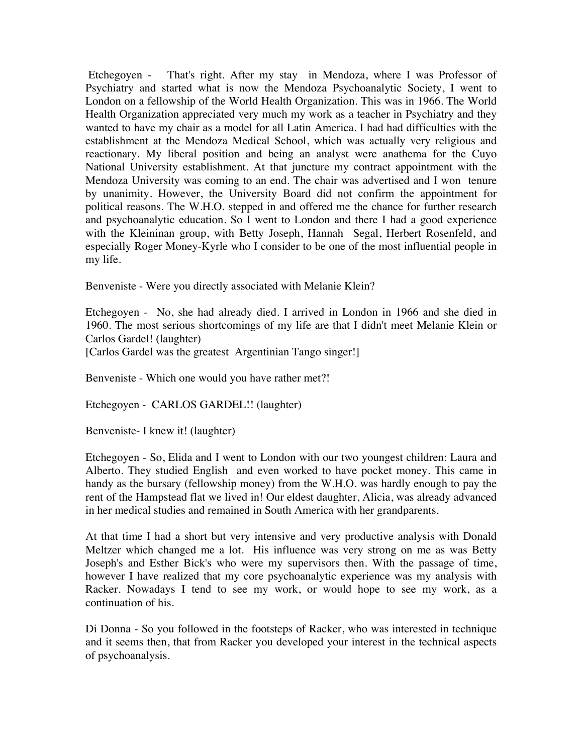Etchegoyen - That's right. After my stay in Mendoza, where I was Professor of Psychiatry and started what is now the Mendoza Psychoanalytic Society, I went to London on a fellowship of the World Health Organization. This was in 1966. The World Health Organization appreciated very much my work as a teacher in Psychiatry and they wanted to have my chair as a model for all Latin America. I had had difficulties with the establishment at the Mendoza Medical School, which was actually very religious and reactionary. My liberal position and being an analyst were anathema for the Cuyo National University establishment. At that juncture my contract appointment with the Mendoza University was coming to an end. The chair was advertised and I won tenure by unanimity. However, the University Board did not confirm the appointment for political reasons. The W.H.O. stepped in and offered me the chance for further research and psychoanalytic education. So I went to London and there I had a good experience with the Kleininan group, with Betty Joseph, Hannah Segal, Herbert Rosenfeld, and especially Roger Money-Kyrle who I consider to be one of the most influential people in my life.

Benveniste - Were you directly associated with Melanie Klein?

Etchegoyen - No, she had already died. I arrived in London in 1966 and she died in 1960. The most serious shortcomings of my life are that I didn't meet Melanie Klein or Carlos Gardel! (laughter)
[Carlos Gardel was the greatest Argentinian Tango singer!]

Benveniste - Which one would you have rather met?!

Etchegoyen - CARLOS GARDEL!! (laughter)

Benveniste- I knew it! (laughter)

Etchegoyen - So, Elida and I went to London with our two youngest children: Laura and Alberto. They studied English and even worked to have pocket money. This came in handy as the bursary (fellowship money) from the W.H.O. was hardly enough to pay the rent of the Hampstead flat we lived in! Our eldest daughter, Alicia, was already advanced in her medical studies and remained in South America with her grandparents.

At that time I had a short but very intensive and very productive analysis with Donald Meltzer which changed me a lot. His influence was very strong on me as was Betty Joseph's and Esther Bick's who were my supervisors then. With the passage of time, however I have realized that my core psychoanalytic experience was my analysis with Racker. Nowadays I tend to see my work, or would hope to see my work, as a continuation of his.

Di Donna - So you followed in the footsteps of Racker, who was interested in technique and it seems then, that from Racker you developed your interest in the technical aspects of psychoanalysis.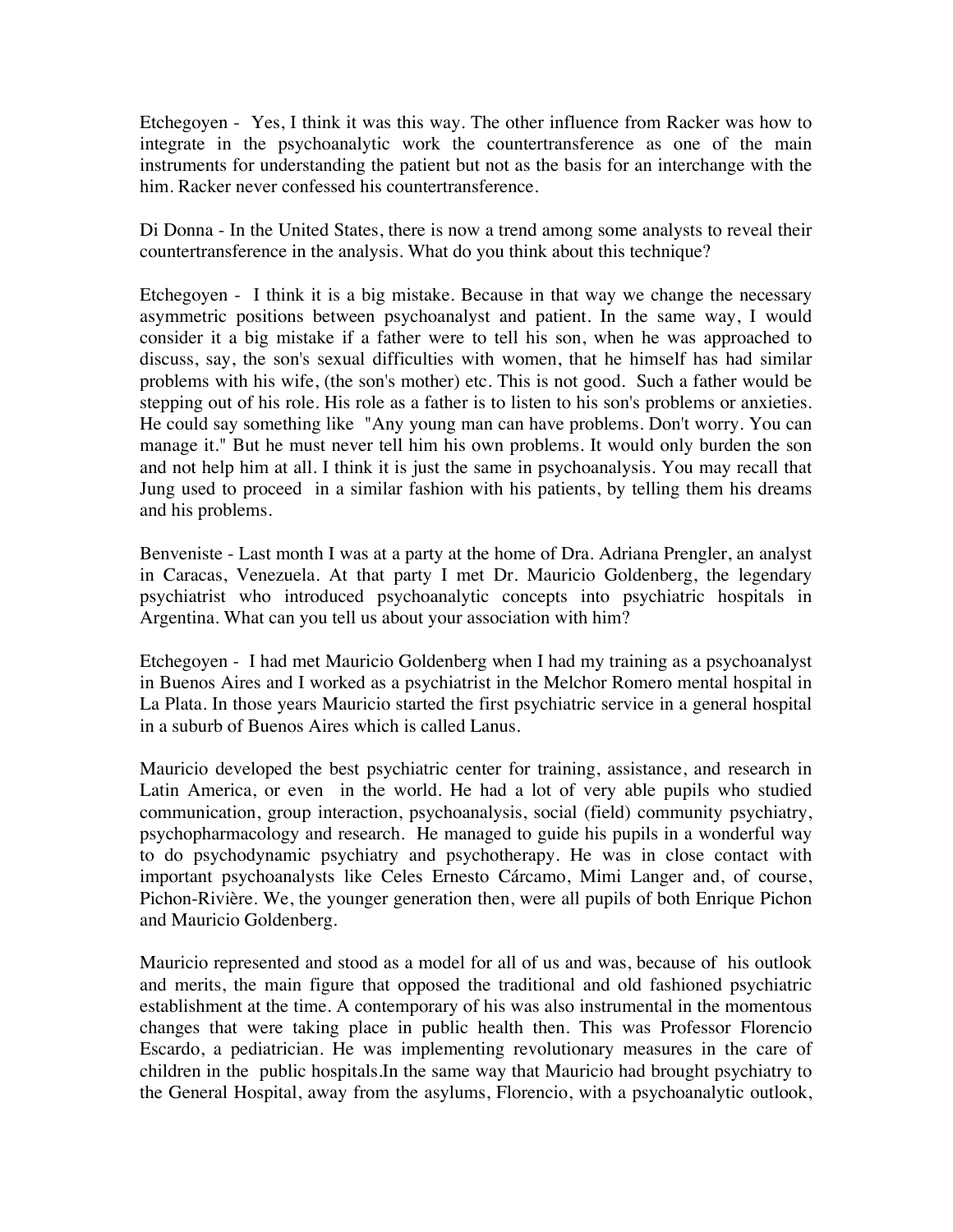Etchegoyen - Yes, I think it was this way. The other influence from Racker was how to integrate in the psychoanalytic work the countertransference as one of the main instruments for understanding the patient but not as the basis for an interchange with the him. Racker never confessed his countertransference.

Di Donna - In the United States, there is now a trend among some analysts to reveal their countertransference in the analysis. What do you think about this technique?

Etchegoyen - I think it is a big mistake. Because in that way we change the necessary asymmetric positions between psychoanalyst and patient. In the same way, I would consider it a big mistake if a father were to tell his son, when he was approached to discuss, say, the son's sexual difficulties with women, that he himself has had similar problems with his wife, (the son's mother) etc. This is not good. Such a father would be stepping out of his role. His role as a father is to listen to his son's problems or anxieties. He could say something like "Any young man can have problems. Don't worry. You can manage it." But he must never tell him his own problems. It would only burden the son and not help him at all. I think it is just the same in psychoanalysis. You may recall that Jung used to proceed in a similar fashion with his patients, by telling them his dreams and his problems.

Benveniste - Last month I was at a party at the home of Dra. Adriana Prengler, an analyst in Caracas, Venezuela. At that party I met Dr. Mauricio Goldenberg, the legendary psychiatrist who introduced psychoanalytic concepts into psychiatric hospitals in Argentina. What can you tell us about your association with him?

Etchegoyen - I had met Mauricio Goldenberg when I had my training as a psychoanalyst in Buenos Aires and I worked as a psychiatrist in the Melchor Romero mental hospital in La Plata. In those years Mauricio started the first psychiatric service in a general hospital in a suburb of Buenos Aires which is called Lanus.

Mauricio developed the best psychiatric center for training, assistance, and research in Latin America, or even in the world. He had a lot of very able pupils who studied communication, group interaction, psychoanalysis, social (field) community psychiatry, psychopharmacology and research. He managed to guide his pupils in a wonderful way to do psychodynamic psychiatry and psychotherapy. He was in close contact with important psychoanalysts like Celes Ernesto Cárcamo, Mimi Langer and, of course, Pichon-Rivière. We, the younger generation then, were all pupils of both Enrique Pichon and Mauricio Goldenberg.

Mauricio represented and stood as a model for all of us and was, because of his outlook and merits, the main figure that opposed the traditional and old fashioned psychiatric establishment at the time. A contemporary of his was also instrumental in the momentous changes that were taking place in public health then. This was Professor Florencio Escardo, a pediatrician. He was implementing revolutionary measures in the care of children in the public hospitals.In the same way that Mauricio had brought psychiatry to the General Hospital, away from the asylums, Florencio, with a psychoanalytic outlook,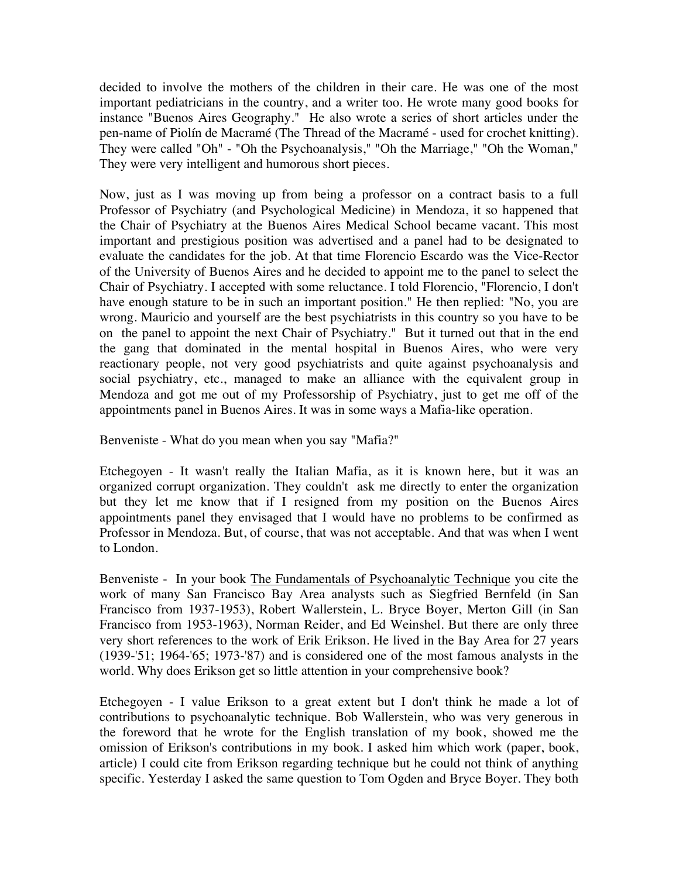decided to involve the mothers of the children in their care. He was one of the most important pediatricians in the country, and a writer too. He wrote many good books for instance "Buenos Aires Geography." He also wrote a series of short articles under the pen-name of Piolín de Macramé (The Thread of the Macramé - used for crochet knitting). They were called "Oh" - "Oh the Psychoanalysis," "Oh the Marriage," "Oh the Woman," They were very intelligent and humorous short pieces.

Now, just as I was moving up from being a professor on a contract basis to a full Professor of Psychiatry (and Psychological Medicine) in Mendoza, it so happened that the Chair of Psychiatry at the Buenos Aires Medical School became vacant. This most important and prestigious position was advertised and a panel had to be designated to evaluate the candidates for the job. At that time Florencio Escardo was the Vice-Rector of the University of Buenos Aires and he decided to appoint me to the panel to select the Chair of Psychiatry. I accepted with some reluctance. I told Florencio, "Florencio, I don't have enough stature to be in such an important position." He then replied: "No, you are wrong. Mauricio and yourself are the best psychiatrists in this country so you have to be on the panel to appoint the next Chair of Psychiatry." But it turned out that in the end the gang that dominated in the mental hospital in Buenos Aires, who were very reactionary people, not very good psychiatrists and quite against psychoanalysis and social psychiatry, etc., managed to make an alliance with the equivalent group in Mendoza and got me out of my Professorship of Psychiatry, just to get me off of the appointments panel in Buenos Aires. It was in some ways a Mafia-like operation.

Benveniste - What do you mean when you say "Mafia?"

Etchegoyen - It wasn't really the Italian Mafia, as it is known here, but it was an organized corrupt organization. They couldn't ask me directly to enter the organization but they let me know that if I resigned from my position on the Buenos Aires appointments panel they envisaged that I would have no problems to be confirmed as Professor in Mendoza. But, of course, that was not acceptable. And that was when I went to London.

Benveniste - In your book The Fundamentals of Psychoanalytic Technique you cite the work of many San Francisco Bay Area analysts such as Siegfried Bernfeld (in San Francisco from 1937-1953), Robert Wallerstein, L. Bryce Boyer, Merton Gill (in San Francisco from 1953-1963), Norman Reider, and Ed Weinshel. But there are only three very short references to the work of Erik Erikson. He lived in the Bay Area for 27 years (1939-'51; 1964-'65; 1973-'87) and is considered one of the most famous analysts in the world. Why does Erikson get so little attention in your comprehensive book?

Etchegoyen - I value Erikson to a great extent but I don't think he made a lot of contributions to psychoanalytic technique. Bob Wallerstein, who was very generous in the foreword that he wrote for the English translation of my book, showed me the omission of Erikson's contributions in my book. I asked him which work (paper, book, article) I could cite from Erikson regarding technique but he could not think of anything specific. Yesterday I asked the same question to Tom Ogden and Bryce Boyer. They both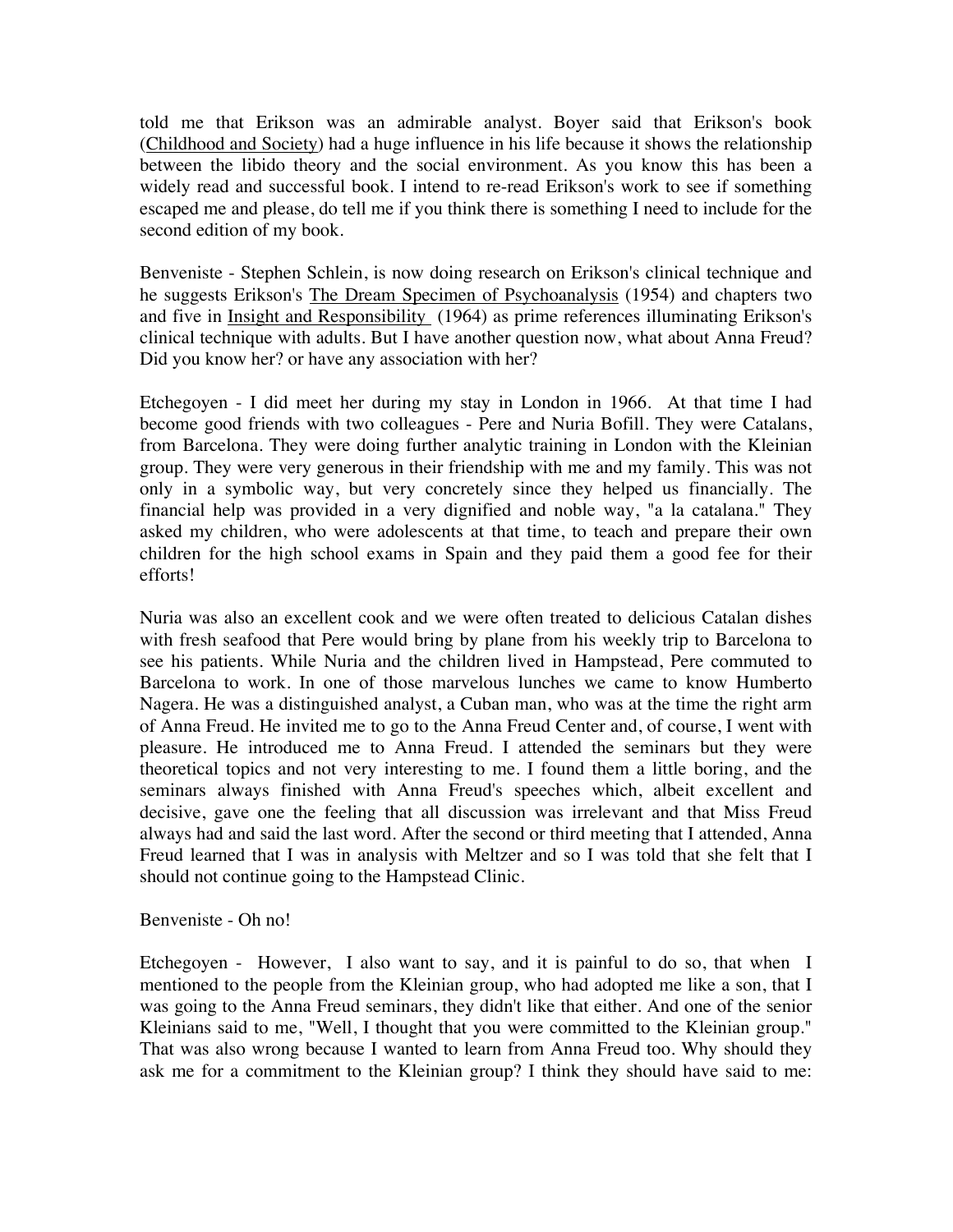told me that Erikson was an admirable analyst. Boyer said that Erikson's book (Childhood and Society) had a huge influence in his life because it shows the relationship between the libido theory and the social environment. As you know this has been a widely read and successful book. I intend to re-read Erikson's work to see if something escaped me and please, do tell me if you think there is something I need to include for the second edition of my book.

Benveniste - Stephen Schlein, is now doing research on Erikson's clinical technique and he suggests Erikson's The Dream Specimen of Psychoanalysis (1954) and chapters two and five in Insight and Responsibility (1964) as prime references illuminating Erikson's clinical technique with adults. But I have another question now, what about Anna Freud? Did you know her? or have any association with her?

Etchegoyen - I did meet her during my stay in London in 1966. At that time I had become good friends with two colleagues - Pere and Nuria Bofill. They were Catalans, from Barcelona. They were doing further analytic training in London with the Kleinian group. They were very generous in their friendship with me and my family. This was not only in a symbolic way, but very concretely since they helped us financially. The financial help was provided in a very dignified and noble way, "a la catalana." They asked my children, who were adolescents at that time, to teach and prepare their own children for the high school exams in Spain and they paid them a good fee for their efforts!

Nuria was also an excellent cook and we were often treated to delicious Catalan dishes with fresh seafood that Pere would bring by plane from his weekly trip to Barcelona to see his patients. While Nuria and the children lived in Hampstead, Pere commuted to Barcelona to work. In one of those marvelous lunches we came to know Humberto Nagera. He was a distinguished analyst, a Cuban man, who was at the time the right arm of Anna Freud. He invited me to go to the Anna Freud Center and, of course, I went with pleasure. He introduced me to Anna Freud. I attended the seminars but they were theoretical topics and not very interesting to me. I found them a little boring, and the seminars always finished with Anna Freud's speeches which, albeit excellent and decisive, gave one the feeling that all discussion was irrelevant and that Miss Freud always had and said the last word. After the second or third meeting that I attended, Anna Freud learned that I was in analysis with Meltzer and so I was told that she felt that I should not continue going to the Hampstead Clinic.

Benveniste - Oh no!

Etchegoyen - However, I also want to say, and it is painful to do so, that when I mentioned to the people from the Kleinian group, who had adopted me like a son, that I was going to the Anna Freud seminars, they didn't like that either. And one of the senior Kleinians said to me, "Well, I thought that you were committed to the Kleinian group." That was also wrong because I wanted to learn from Anna Freud too. Why should they ask me for a commitment to the Kleinian group? I think they should have said to me: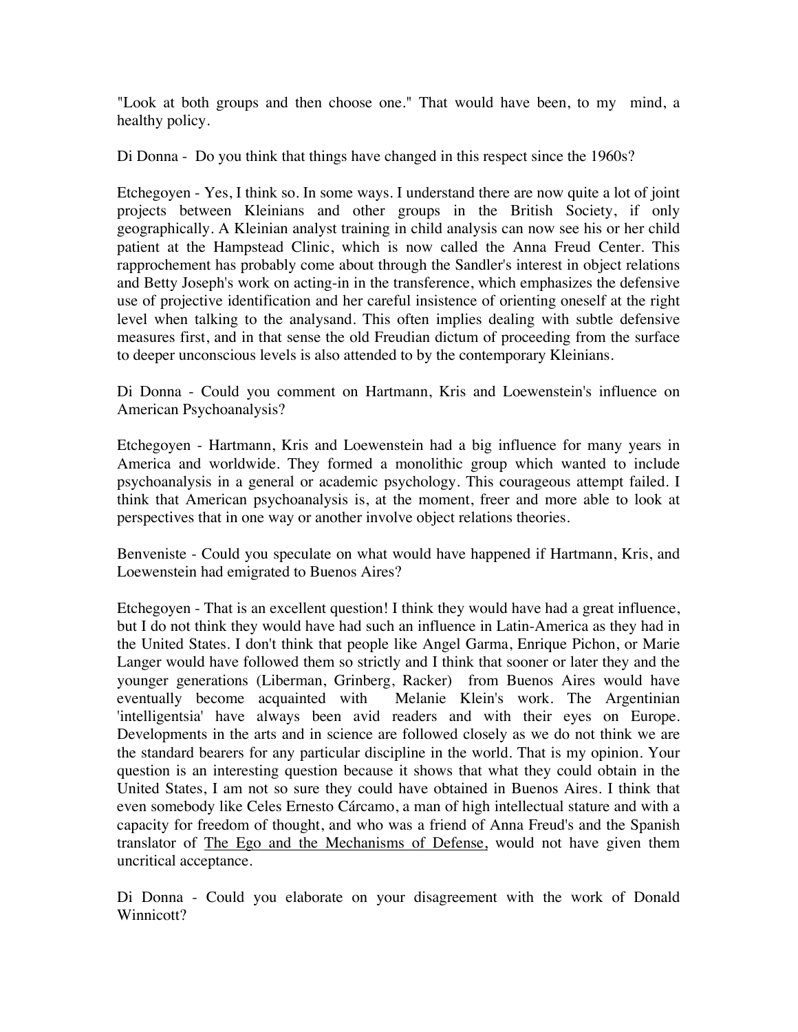"Look at both groups and then choose one." That would have been, to my mind, a healthy policy.

Di Donna - Do you think that things have changed in this respect since the 1960s?

Etchegoyen - Yes, I think so. In some ways. I understand there are now quite a lot of joint projects between Kleinians and other groups in the British Society, if only geographically. A Kleinian analyst training in child analysis can now see his or her child patient at the Hampstead Clinic, which is now called the Anna Freud Center. This rapprochement has probably come about through the Sandler's interest in object relations and Betty Joseph's work on acting-in in the transference, which emphasizes the defensive use of projective identification and her careful insistence of orienting oneself at the right level when talking to the analysand. This often implies dealing with subtle defensive measures first, and in that sense the old Freudian dictum of proceeding from the surface to deeper unconscious levels is also attended to by the contemporary Kleinians.

Di Donna - Could you comment on Hartmann, Kris and Loewenstein's influence on American Psychoanalysis?

Etchegoyen - Hartmann, Kris and Loewenstein had a big influence for many years in America and worldwide. They formed a monolithic group which wanted to include psychoanalysis in a general or academic psychology. This courageous attempt failed. I think that American psychoanalysis is, at the moment, freer and more able to look at perspectives that in one way or another involve object relations theories.

Benveniste - Could you speculate on what would have happened if Hartmann, Kris, and Loewenstein had emigrated to Buenos Aires?

Etchegoyen - That is an excellent question! I think they would have had a great influence, but I do not think they would have had such an influence in Latin-America as they had in the United States. I don't think that people like Angel Garma, Enrique Pichon, or Marie Langer would have followed them so strictly and I think that sooner or later they and the younger generations (Liberman, Grinberg, Racker) from Buenos Aires would have eventually become acquainted with Melanie Klein's work. The Argentinian 'intelligentsia' have always been avid readers and with their eyes on Europe. Developments in the arts and in science are followed closely as we do not think we are the standard bearers for any particular discipline in the world. That is my opinion. Your question is an interesting question because it shows that what they could obtain in the United States, I am not so sure they could have obtained in Buenos Aires. I think that even somebody like Celes Ernesto Cárcamo, a man of high intellectual stature and with a capacity for freedom of thought, and who was a friend of Anna Freud's and the Spanish translator of The Ego and the Mechanisms of Defense, would not have given them uncritical acceptance.

Di Donna - Could you elaborate on your disagreement with the work of Donald Winnicott?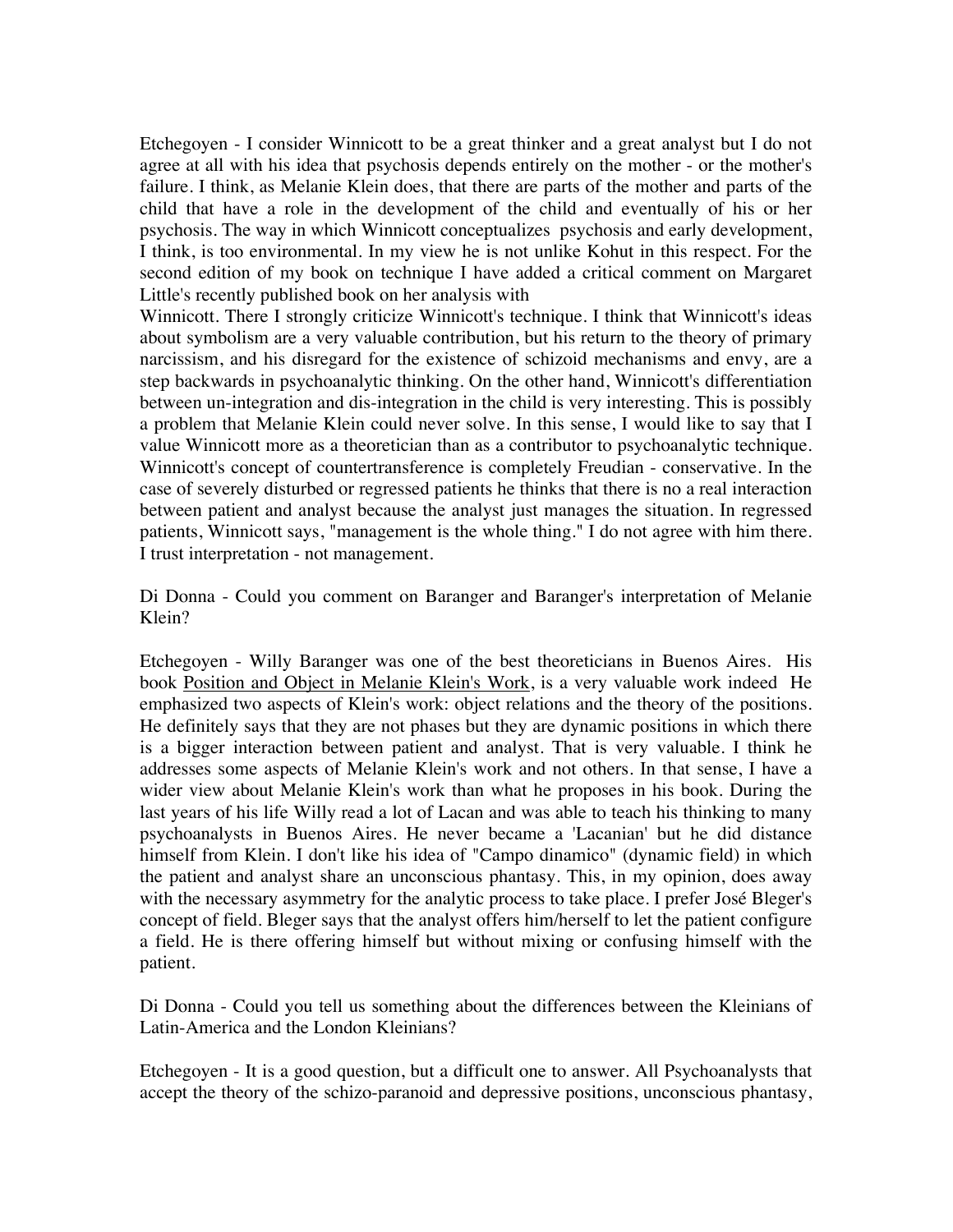Etchegoyen - I consider Winnicott to be a great thinker and a great analyst but I do not agree at all with his idea that psychosis depends entirely on the mother - or the mother's failure. I think, as Melanie Klein does, that there are parts of the mother and parts of the child that have a role in the development of the child and eventually of his or her psychosis. The way in which Winnicott conceptualizes psychosis and early development, I think, is too environmental. In my view he is not unlike Kohut in this respect. For the second edition of my book on technique I have added a critical comment on Margaret Little's recently published book on her analysis with Winnicott. There I strongly criticize Winnicott's technique. I think that Winnicott's ideas about symbolism are a very valuable contribution, but his return to the theory of primary narcissism, and his disregard for the existence of schizoid mechanisms and envy, are a step backwards in psychoanalytic thinking. On the other hand, Winnicott's differentiation between un-integration and dis-integration in the child is very interesting. This is possibly a problem that Melanie Klein could never solve. In this sense, I would like to say that I value Winnicott more as a theoretician than as a contributor to psychoanalytic technique. Winnicott's concept of countertransference is completely Freudian - conservative. In the case of severely disturbed or regressed patients he thinks that there is no a real interaction between patient and analyst because the analyst just manages the situation. In regressed patients, Winnicott says, "management is the whole thing." I do not agree with him there. I trust interpretation - not management.

Di Donna - Could you comment on Baranger and Baranger's interpretation of Melanie Klein?

Etchegoyen - Willy Baranger was one of the best theoreticians in Buenos Aires. His book Position and Object in Melanie Klein's Work, is a very valuable work indeed He emphasized two aspects of Klein's work: object relations and the theory of the positions. He definitely says that they are not phases but they are dynamic positions in which there is a bigger interaction between patient and analyst. That is very valuable. I think he addresses some aspects of Melanie Klein's work and not others. In that sense, I have a wider view about Melanie Klein's work than what he proposes in his book. During the last years of his life Willy read a lot of Lacan and was able to teach his thinking to many psychoanalysts in Buenos Aires. He never became a 'Lacanian' but he did distance himself from Klein. I don't like his idea of "Campo dinamico" (dynamic field) in which the patient and analyst share an unconscious phantasy. This, in my opinion, does away with the necessary asymmetry for the analytic process to take place. I prefer José Bleger's concept of field. Bleger says that the analyst offers him/herself to let the patient configure a field. He is there offering himself but without mixing or confusing himself with the patient.

Di Donna - Could you tell us something about the differences between the Kleinians of Latin-America and the London Kleinians?

Etchegoyen - It is a good question, but a difficult one to answer. All Psychoanalysts that accept the theory of the schizo-paranoid and depressive positions, unconscious phantasy,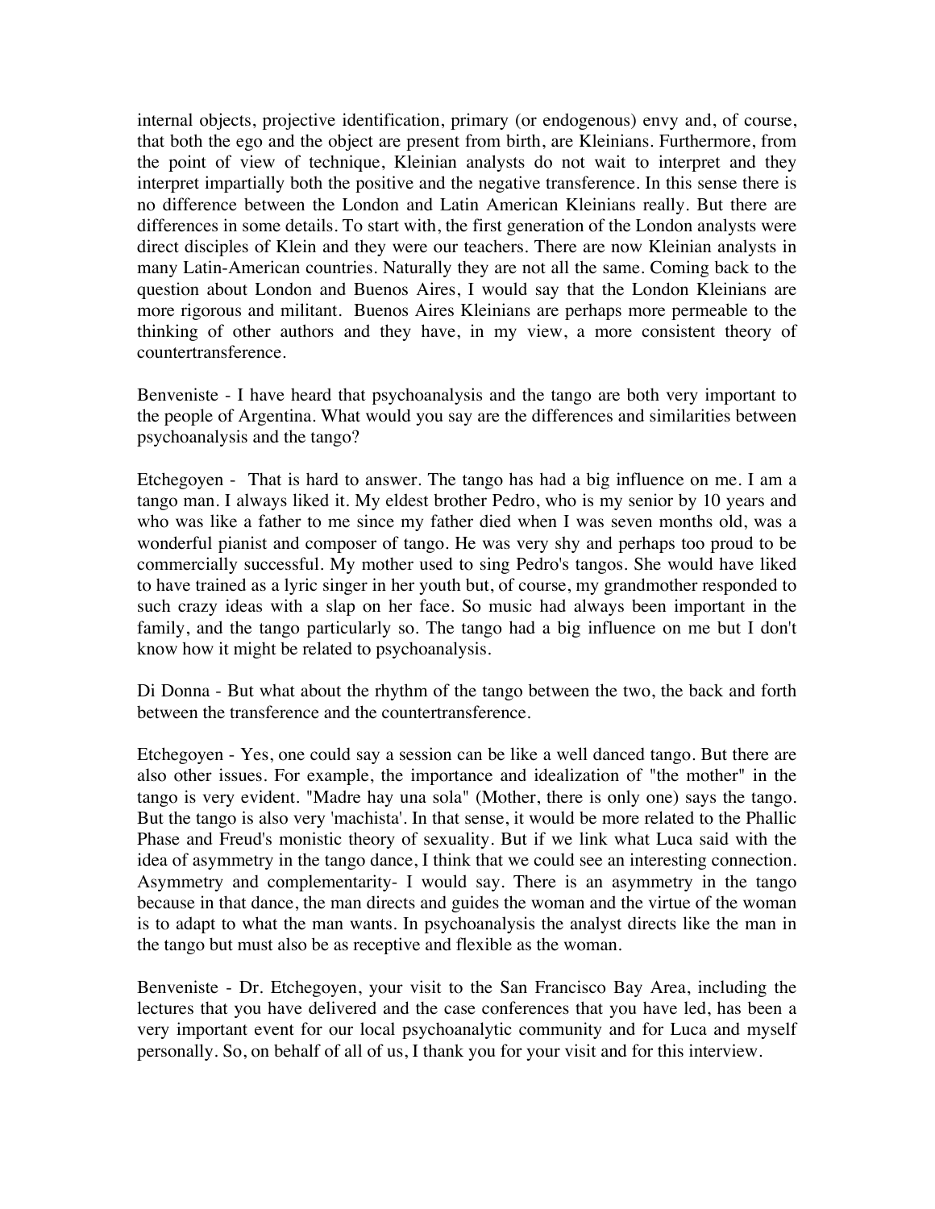internal objects, projective identification, primary (or endogenous) envy and, of course, that both the ego and the object are present from birth, are Kleinians. Furthermore, from the point of view of technique, Kleinian analysts do not wait to interpret and they interpret impartially both the positive and the negative transference. In this sense there is no difference between the London and Latin American Kleinians really. But there are differences in some details. To start with, the first generation of the London analysts were direct disciples of Klein and they were our teachers. There are now Kleinian analysts in many Latin-American countries. Naturally they are not all the same. Coming back to the question about London and Buenos Aires, I would say that the London Kleinians are more rigorous and militant. Buenos Aires Kleinians are perhaps more permeable to the thinking of other authors and they have, in my view, a more consistent theory of countertransference.

Benveniste - I have heard that psychoanalysis and the tango are both very important to the people of Argentina. What would you say are the differences and similarities between psychoanalysis and the tango?

Etchegoyen - That is hard to answer. The tango has had a big influence on me. I am a tango man. I always liked it. My eldest brother Pedro, who is my senior by 10 years and who was like a father to me since my father died when I was seven months old, was a wonderful pianist and composer of tango. He was very shy and perhaps too proud to be commercially successful. My mother used to sing Pedro's tangos. She would have liked to have trained as a lyric singer in her youth but, of course, my grandmother responded to such crazy ideas with a slap on her face. So music had always been important in the family, and the tango particularly so. The tango had a big influence on me but I don't know how it might be related to psychoanalysis.

Di Donna - But what about the rhythm of the tango between the two, the back and forth between the transference and the countertransference.

Etchegoyen - Yes, one could say a session can be like a well danced tango. But there are also other issues. For example, the importance and idealization of "the mother" in the tango is very evident. "Madre hay una sola" (Mother, there is only one) says the tango. But the tango is also very 'machista'. In that sense, it would be more related to the Phallic Phase and Freud's monistic theory of sexuality. But if we link what Luca said with the idea of asymmetry in the tango dance, I think that we could see an interesting connection. Asymmetry and complementarity- I would say. There is an asymmetry in the tango because in that dance, the man directs and guides the woman and the virtue of the woman is to adapt to what the man wants. In psychoanalysis the analyst directs like the man in the tango but must also be as receptive and flexible as the woman.

Benveniste - Dr. Etchegoyen, your visit to the San Francisco Bay Area, including the lectures that you have delivered and the case conferences that you have led, has been a very important event for our local psychoanalytic community and for Luca and myself personally. So, on behalf of all of us, I thank you for your visit and for this interview.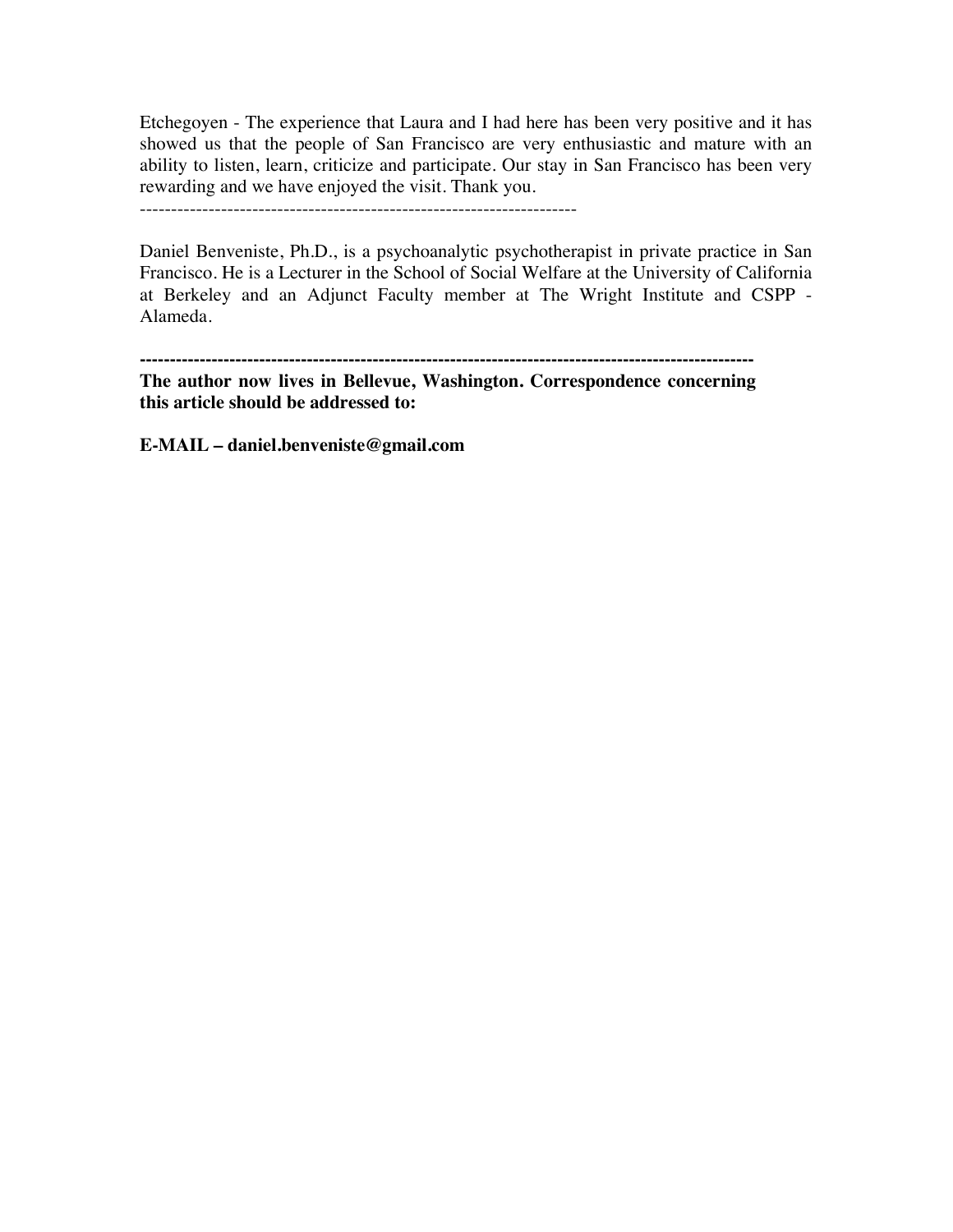Etchegoyen - The experience that Laura and I had here has been very positive and it has showed us that the people of San Francisco are very enthusiastic and mature with an ability to listen, learn, criticize and participate. Our stay in San Francisco has been very rewarding and we have enjoyed the visit. Thank you.

----------------------------------------------------------------------

Daniel Benveniste, Ph.D., is a psychoanalytic psychotherapist in private practice in San Francisco. He is a Lecturer in the School of Social Welfare at the University of California at Berkeley and an Adjunct Faculty member at The Wright Institute and CSPP - Alameda.

**----------------------------------------------------------------------------------------------------**

**The author now lives in Bellevue, Washington. Correspondence concerning this article should be addressed to:**

**E-MAIL – daniel.benveniste@gmail.com**